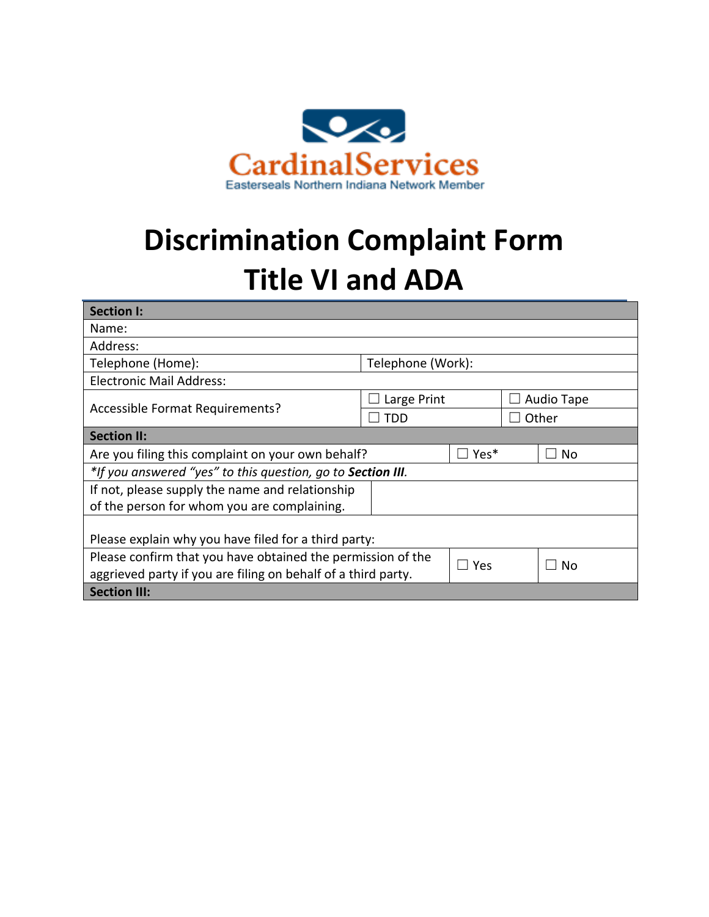CardinalServices

Easterseals Northern Indiana Network Member

# Discrimination Complaint Form
# Title VI and ADA

| **Section I:** | | | |
|---|---|---|---|
| Name: | | | |
| Address: | | | |
| Telephone (Home): | Telephone (Work): | | |
| Electronic Mail Address: | | | |
| Accessible Format Requirements? | ☐ Large Print | ☐ Audio Tape | |
| | ☐ TDD | ☐ Other | |
| **Section II:** | | | |
| Are you filing this complaint on your own behalf? | ☐ Yes* | ☐ No | |
| *\*If you answered "yes" to this question, go to **Section III**.* | | | |
| If not, please supply the name and relationship of the person for whom you are complaining. | | | |
| Please explain why you have filed for a third party: | | | |
| Please confirm that you have obtained the permission of the aggrieved party if you are filing on behalf of a third party. | ☐ Yes | ☐ No | |
| **Section III:** | | | |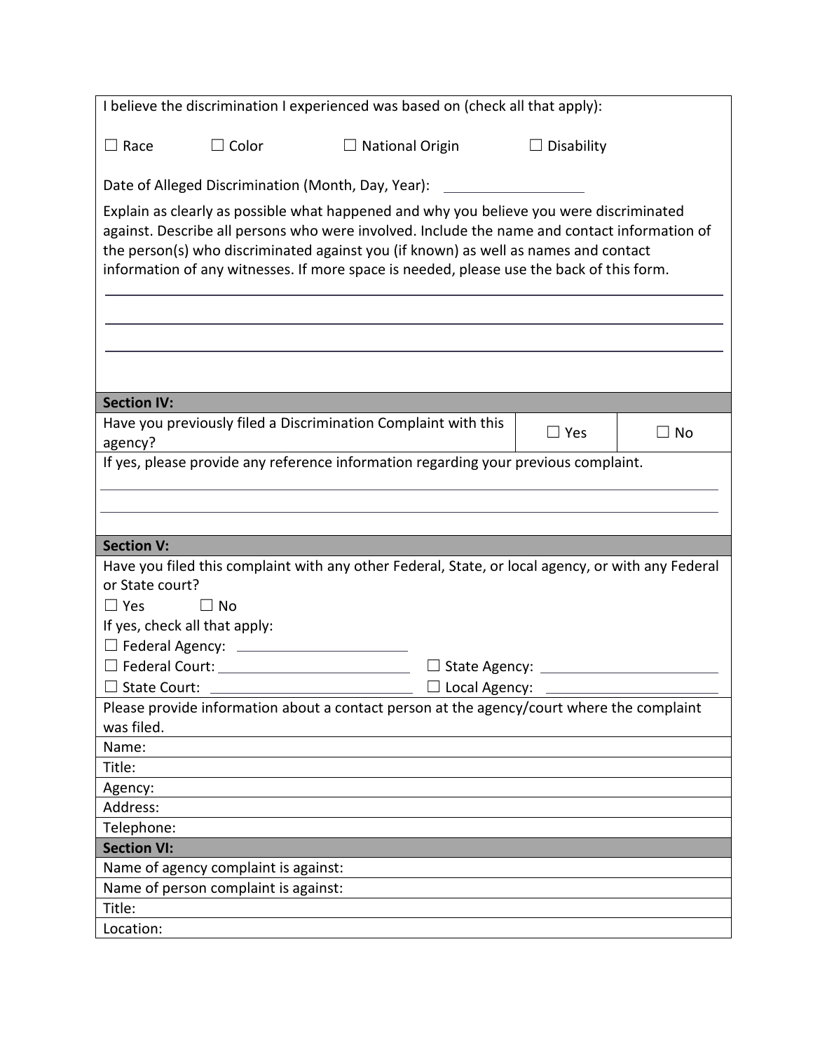I believe the discrimination I experienced was based on (check all that apply):

☐ Race ☐ Color ☐ National Origin ☐ Disability

Date of Alleged Discrimination (Month, Day, Year): ____________________

Explain as clearly as possible what happened and why you believe you were discriminated against. Describe all persons who were involved. Include the name and contact information of the person(s) who discriminated against you (if known) as well as names and contact information of any witnesses. If more space is needed, please use the back of this form.

______________________________________________________________________________

______________________________________________________________________________

______________________________________________________________________________

**Section IV:**

| Have you previously filed a Discrimination Complaint with this agency? | ☐ Yes | ☐ No |
|---|---|---|

If yes, please provide any reference information regarding your previous complaint.

______________________________________________________________________________

______________________________________________________________________________

**Section V:**

Have you filed this complaint with any other Federal, State, or local agency, or with any Federal or State court?

☐ Yes ☐ No

If yes, check all that apply:

☐ Federal Agency: ____________________

☐ Federal Court: ____________________ ☐ State Agency: ____________________

☐ State Court: ____________________ ☐ Local Agency: ____________________

Please provide information about a contact person at the agency/court where the complaint was filed.

Name:

Title:

Agency:

Address:

Telephone:

**Section VI:**

Name of agency complaint is against:

Name of person complaint is against:

Title:

Location: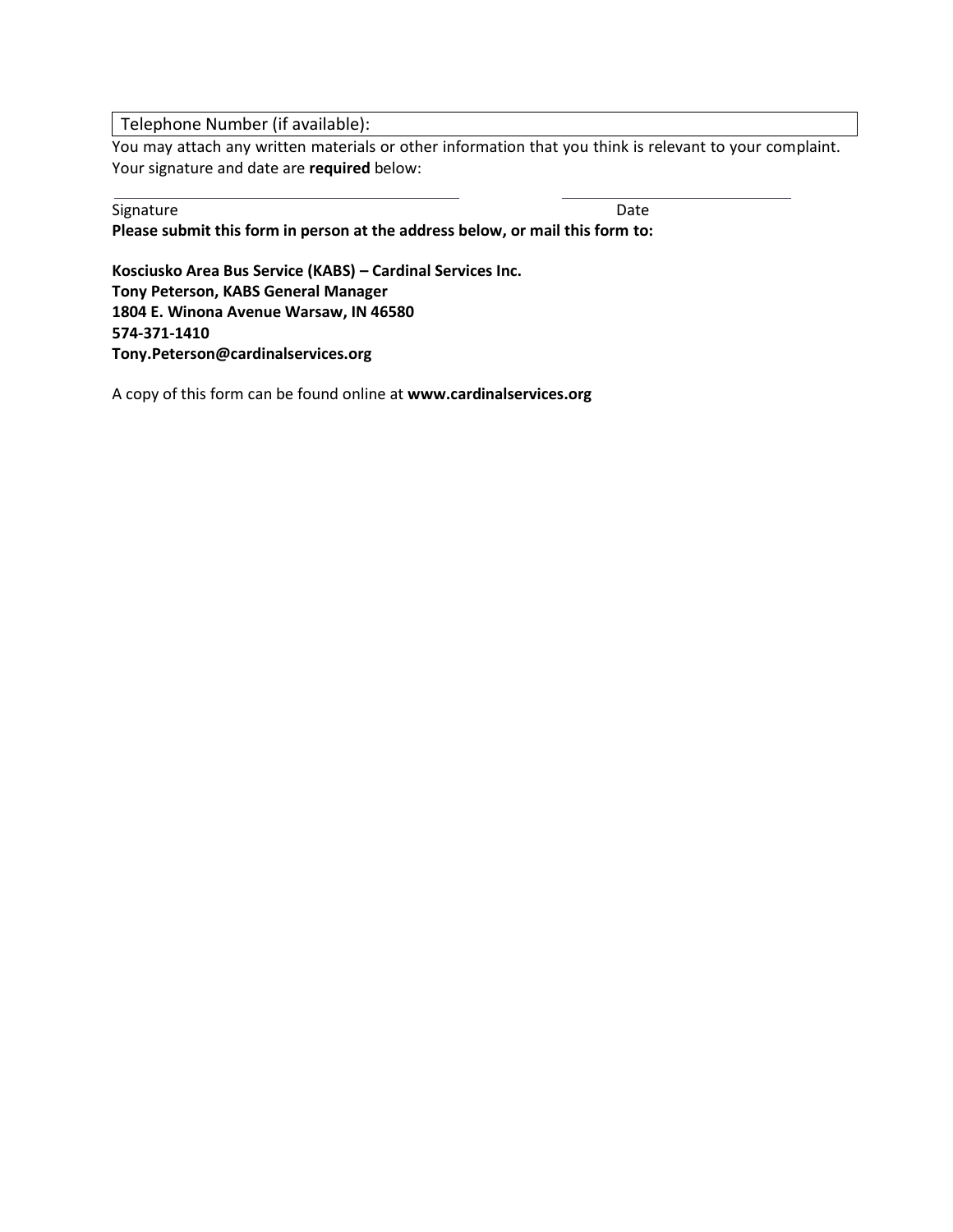| Telephone Number (if available): |
| --- |

You may attach any written materials or other information that you think is relevant to your complaint. Your signature and date are **required** below:

_______________________________ _______________________

Signature Date

**Please submit this form in person at the address below, or mail this form to:**

**Kosciusko Area Bus Service (KABS) – Cardinal Services Inc.**
**Tony Peterson, KABS General Manager**
**1804 E. Winona Avenue Warsaw, IN 46580**
**574-371-1410**
**Tony.Peterson@cardinalservices.org**

A copy of this form can be found online at **www.cardinalservices.org**